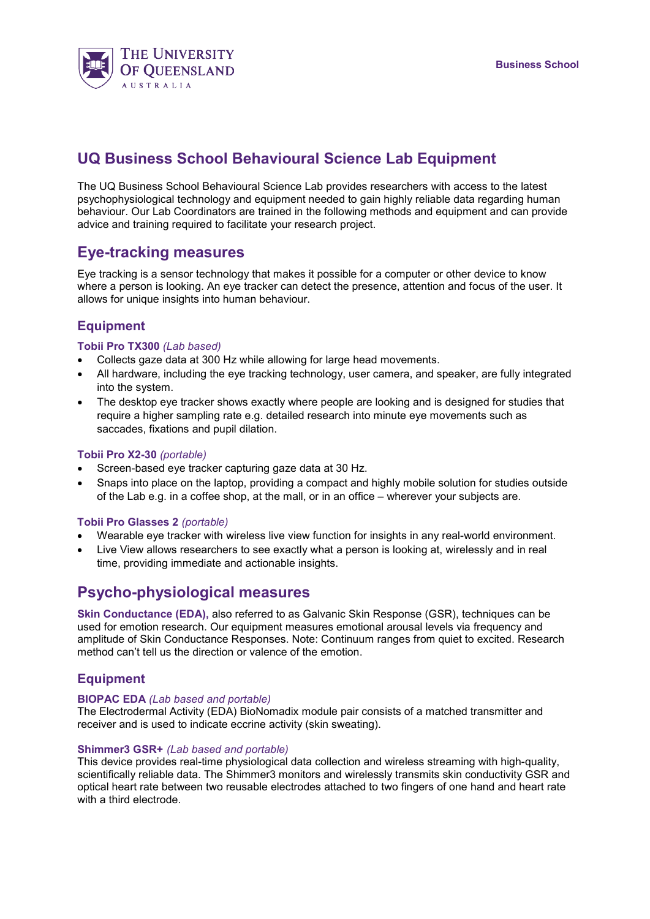# UQ Business School Behavioural Science Lab Equipment

The UQ Business School Behavioural Science Lab provides researchers with access to the latest psychophysiological technology and equipment needed to gain highly reliable data regarding human behaviour. Our Lab Coordinators are trained in the following methods and equipment and can provide advice and training required to facilitate your research project.

## Eye-tracking measures

Eye tracking is a sensor technology that makes it possible for a computer or other device to know where a person is looking. An eye tracker can detect the presence, attention and focus of the user. It allows for unique insights into human behaviour.

### Equipment

**Tobii Pro TX300** *(Lab based)*

- Collects gaze data at 300 Hz while allowing for large head movements.
- All hardware, including the eye tracking technology, user camera, and speaker, are fully integrated into the system.
- The desktop eye tracker shows exactly where people are looking and is designed for studies that require a higher sampling rate e.g. detailed research into minute eye movements such as saccades, fixations and pupil dilation.

**Tobii Pro X2-30** *(portable)*

- Screen-based eye tracker capturing gaze data at 30 Hz.
- Snaps into place on the laptop, providing a compact and highly mobile solution for studies outside of the Lab e.g. in a coffee shop, at the mall, or in an office – wherever your subjects are.

**Tobii Pro Glasses 2** *(portable)*

- Wearable eye tracker with wireless live view function for insights in any real-world environment.
- Live View allows researchers to see exactly what a person is looking at, wirelessly and in real time, providing immediate and actionable insights.

## Psycho-physiological measures

**Skin Conductance (EDA),** also referred to as Galvanic Skin Response (GSR), techniques can be used for emotion research. Our equipment measures emotional arousal levels via frequency and amplitude of Skin Conductance Responses. Note: Continuum ranges from quiet to excited. Research method can't tell us the direction or valence of the emotion.

### Equipment

**BIOPAC EDA** *(Lab based and portable)*
The Electrodermal Activity (EDA) BioNomadix module pair consists of a matched transmitter and receiver and is used to indicate eccrine activity (skin sweating).

**Shimmer3 GSR+** *(Lab based and portable)*
This device provides real-time physiological data collection and wireless streaming with high-quality, scientifically reliable data. The Shimmer3 monitors and wirelessly transmits skin conductivity GSR and optical heart rate between two reusable electrodes attached to two fingers of one hand and heart rate with a third electrode.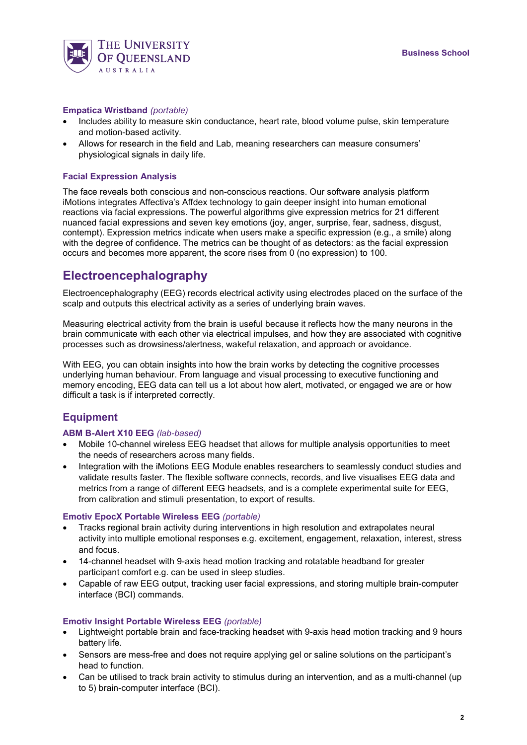### Empatica Wristband *(portable)*

- Includes ability to measure skin conductance, heart rate, blood volume pulse, skin temperature and motion-based activity.
- Allows for research in the field and Lab, meaning researchers can measure consumers' physiological signals in daily life.

### Facial Expression Analysis

The face reveals both conscious and non-conscious reactions. Our software analysis platform iMotions integrates Affectiva's Affdex technology to gain deeper insight into human emotional reactions via facial expressions. The powerful algorithms give expression metrics for 21 different nuanced facial expressions and seven key emotions (joy, anger, surprise, fear, sadness, disgust, contempt). Expression metrics indicate when users make a specific expression (e.g., a smile) along with the degree of confidence. The metrics can be thought of as detectors: as the facial expression occurs and becomes more apparent, the score rises from 0 (no expression) to 100.

# Electroencephalography

Electroencephalography (EEG) records electrical activity using electrodes placed on the surface of the scalp and outputs this electrical activity as a series of underlying brain waves.

Measuring electrical activity from the brain is useful because it reflects how the many neurons in the brain communicate with each other via electrical impulses, and how they are associated with cognitive processes such as drowsiness/alertness, wakeful relaxation, and approach or avoidance.

With EEG, you can obtain insights into how the brain works by detecting the cognitive processes underlying human behaviour. From language and visual processing to executive functioning and memory encoding, EEG data can tell us a lot about how alert, motivated, or engaged we are or how difficult a task is if interpreted correctly.

## Equipment

### ABM B-Alert X10 EEG *(lab-based)*

- Mobile 10-channel wireless EEG headset that allows for multiple analysis opportunities to meet the needs of researchers across many fields.
- Integration with the iMotions EEG Module enables researchers to seamlessly conduct studies and validate results faster. The flexible software connects, records, and live visualises EEG data and metrics from a range of different EEG headsets, and is a complete experimental suite for EEG, from calibration and stimuli presentation, to export of results.

### Emotiv EpocX Portable Wireless EEG *(portable)*

- Tracks regional brain activity during interventions in high resolution and extrapolates neural activity into multiple emotional responses e.g. excitement, engagement, relaxation, interest, stress and focus.
- 14-channel headset with 9-axis head motion tracking and rotatable headband for greater participant comfort e.g. can be used in sleep studies.
- Capable of raw EEG output, tracking user facial expressions, and storing multiple brain-computer interface (BCI) commands.

### Emotiv Insight Portable Wireless EEG *(portable)*

- Lightweight portable brain and face-tracking headset with 9-axis head motion tracking and 9 hours battery life.
- Sensors are mess-free and does not require applying gel or saline solutions on the participant's head to function.
- Can be utilised to track brain activity to stimulus during an intervention, and as a multi-channel (up to 5) brain-computer interface (BCI).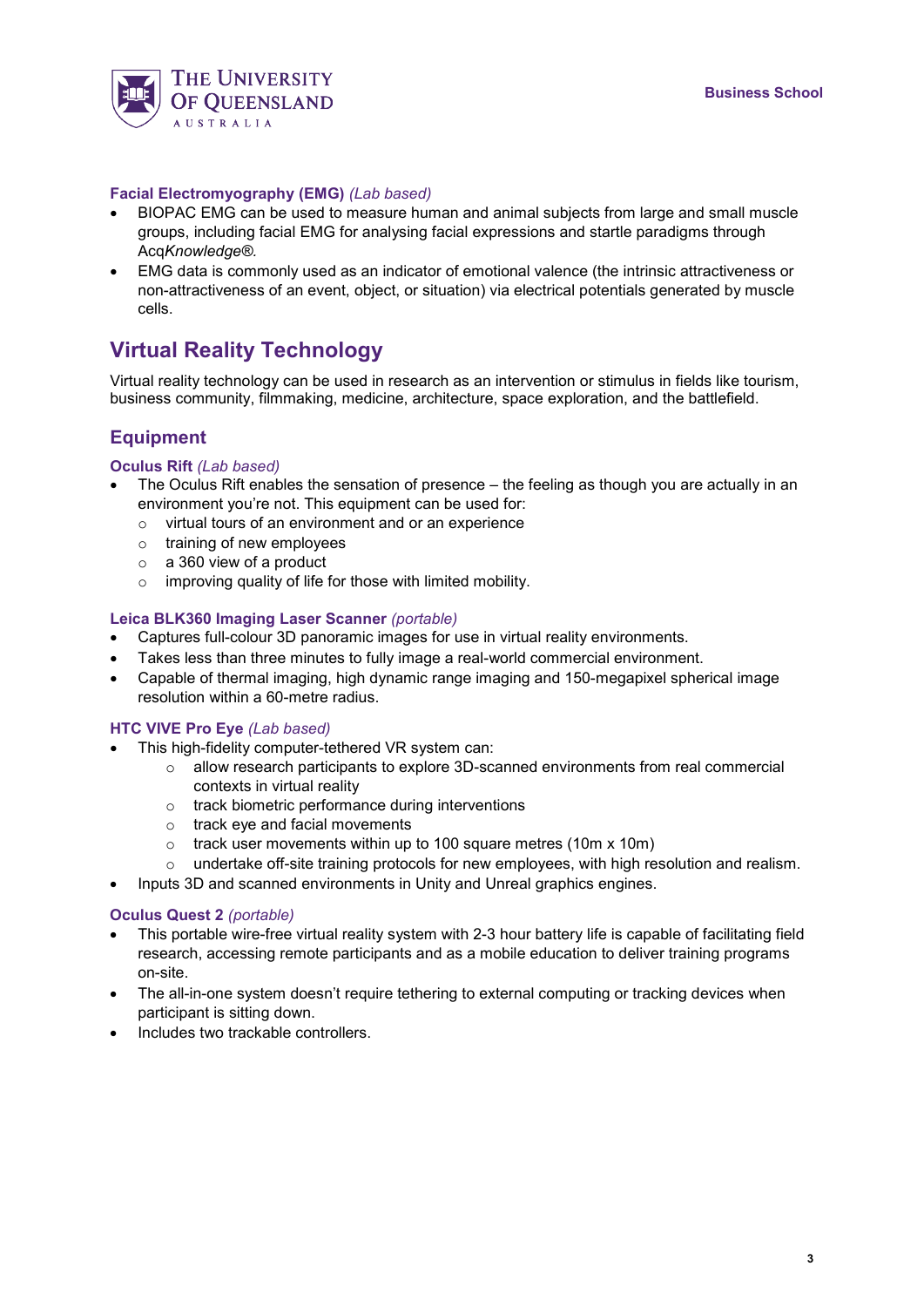### Facial Electromyography (EMG) *(Lab based)*

- BIOPAC EMG can be used to measure human and animal subjects from large and small muscle groups, including facial EMG for analysing facial expressions and startle paradigms through Acq*Knowledge®.*
- EMG data is commonly used as an indicator of emotional valence (the intrinsic attractiveness or non-attractiveness of an event, object, or situation) via electrical potentials generated by muscle cells.

## Virtual Reality Technology

Virtual reality technology can be used in research as an intervention or stimulus in fields like tourism, business community, filmmaking, medicine, architecture, space exploration, and the battlefield.

## Equipment

### Oculus Rift *(Lab based)*

- The Oculus Rift enables the sensation of presence – the feeling as though you are actually in an environment you're not. This equipment can be used for:
  - virtual tours of an environment and or an experience
  - training of new employees
  - a 360 view of a product
  - improving quality of life for those with limited mobility.

### Leica BLK360 Imaging Laser Scanner *(portable)*

- Captures full-colour 3D panoramic images for use in virtual reality environments.
- Takes less than three minutes to fully image a real-world commercial environment.
- Capable of thermal imaging, high dynamic range imaging and 150-megapixel spherical image resolution within a 60-metre radius.

### HTC VIVE Pro Eye *(Lab based)*

- This high-fidelity computer-tethered VR system can:
  - allow research participants to explore 3D-scanned environments from real commercial contexts in virtual reality
  - track biometric performance during interventions
  - track eye and facial movements
  - track user movements within up to 100 square metres (10m x 10m)
  - undertake off-site training protocols for new employees, with high resolution and realism.
- Inputs 3D and scanned environments in Unity and Unreal graphics engines.

### Oculus Quest 2 *(portable)*

- This portable wire-free virtual reality system with 2-3 hour battery life is capable of facilitating field research, accessing remote participants and as a mobile education to deliver training programs on-site.
- The all-in-one system doesn't require tethering to external computing or tracking devices when participant is sitting down.
- Includes two trackable controllers.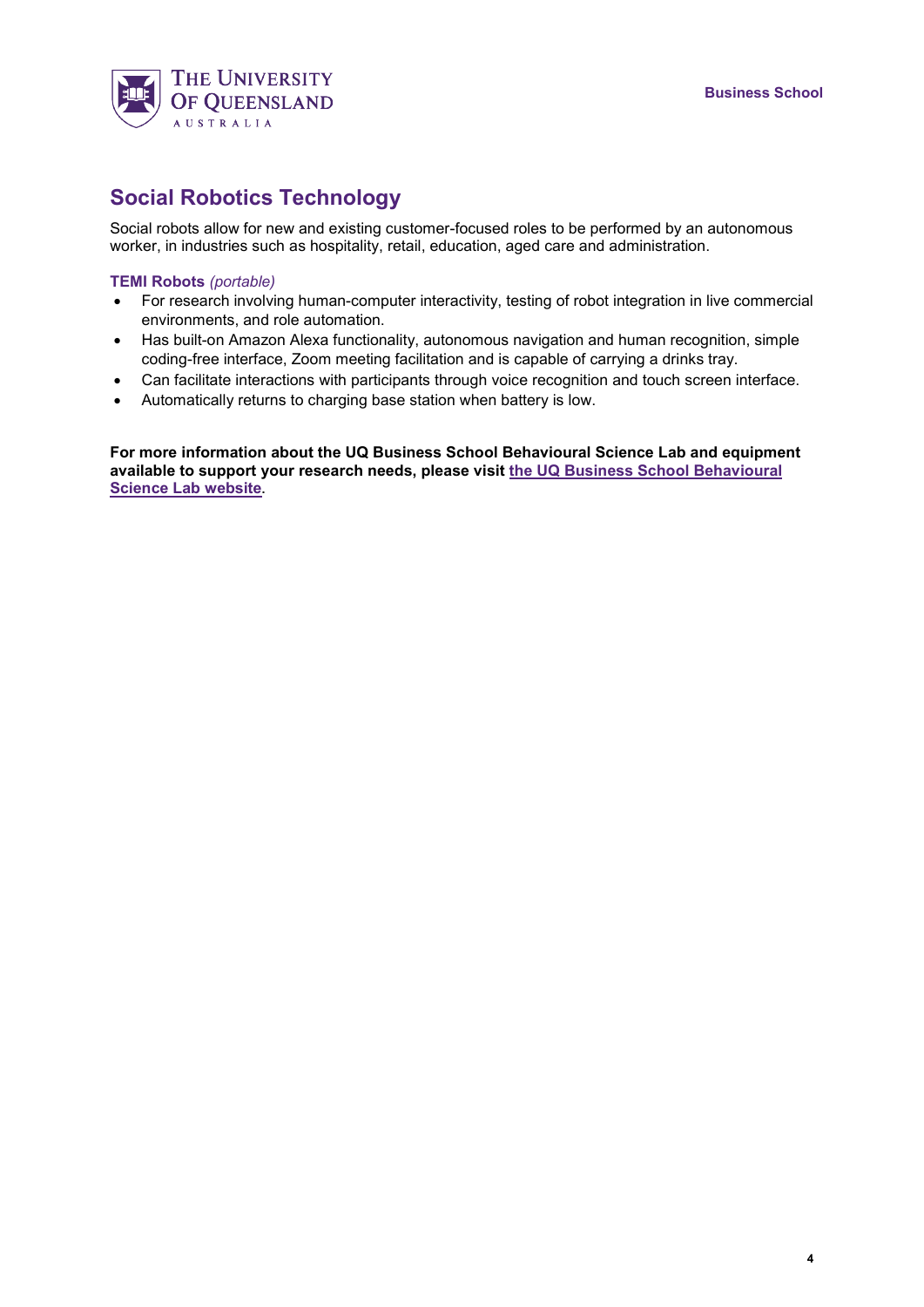## Social Robotics Technology

Social robots allow for new and existing customer-focused roles to be performed by an autonomous worker, in industries such as hospitality, retail, education, aged care and administration.

### TEMI Robots *(portable)*

- For research involving human-computer interactivity, testing of robot integration in live commercial environments, and role automation.
- Has built-on Amazon Alexa functionality, autonomous navigation and human recognition, simple coding-free interface, Zoom meeting facilitation and is capable of carrying a drinks tray.
- Can facilitate interactions with participants through voice recognition and touch screen interface.
- Automatically returns to charging base station when battery is low.

**For more information about the UQ Business School Behavioural Science Lab and equipment available to support your research needs, please visit the UQ Business School Behavioural Science Lab website.**